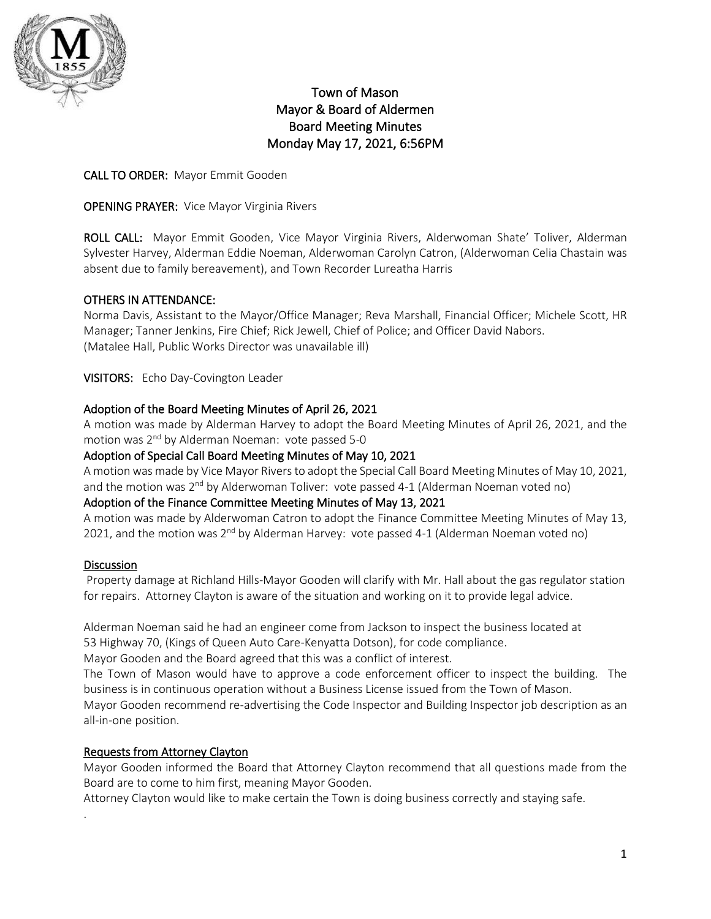# Town of Mason
## Mayor & Board of Aldermen
## Board Meeting Minutes
## Monday May 17, 2021, 6:56PM

**CALL TO ORDER:** Mayor Emmit Gooden

**OPENING PRAYER:** Vice Mayor Virginia Rivers

**ROLL CALL:** Mayor Emmit Gooden, Vice Mayor Virginia Rivers, Alderwoman Shate' Toliver, Alderman Sylvester Harvey, Alderman Eddie Noeman, Alderwoman Carolyn Catron, (Alderwoman Celia Chastain was absent due to family bereavement), and Town Recorder Lureatha Harris

**OTHERS IN ATTENDANCE:**
Norma Davis, Assistant to the Mayor/Office Manager; Reva Marshall, Financial Officer; Michele Scott, HR Manager; Tanner Jenkins, Fire Chief; Rick Jewell, Chief of Police; and Officer David Nabors.
(Matalee Hall, Public Works Director was unavailable ill)

**VISITORS:** Echo Day-Covington Leader

**Adoption of the Board Meeting Minutes of April 26, 2021**
A motion was made by Alderman Harvey to adopt the Board Meeting Minutes of April 26, 2021, and the motion was 2nd by Alderman Noeman: vote passed 5-0

**Adoption of Special Call Board Meeting Minutes of May 10, 2021**
A motion was made by Vice Mayor Rivers to adopt the Special Call Board Meeting Minutes of May 10, 2021, and the motion was 2nd by Alderwoman Toliver: vote passed 4-1 (Alderman Noeman voted no)

**Adoption of the Finance Committee Meeting Minutes of May 13, 2021**
A motion was made by Alderwoman Catron to adopt the Finance Committee Meeting Minutes of May 13, 2021, and the motion was 2nd by Alderman Harvey: vote passed 4-1 (Alderman Noeman voted no)

**Discussion**
Property damage at Richland Hills-Mayor Gooden will clarify with Mr. Hall about the gas regulator station for repairs. Attorney Clayton is aware of the situation and working on it to provide legal advice.

Alderman Noeman said he had an engineer come from Jackson to inspect the business located at 53 Highway 70, (Kings of Queen Auto Care-Kenyatta Dotson), for code compliance.
Mayor Gooden and the Board agreed that this was a conflict of interest.
The Town of Mason would have to approve a code enforcement officer to inspect the building. The business is in continuous operation without a Business License issued from the Town of Mason.
Mayor Gooden recommend re-advertising the Code Inspector and Building Inspector job description as an all-in-one position.

**Requests from Attorney Clayton**
Mayor Gooden informed the Board that Attorney Clayton recommend that all questions made from the Board are to come to him first, meaning Mayor Gooden.
Attorney Clayton would like to make certain the Town is doing business correctly and staying safe.
.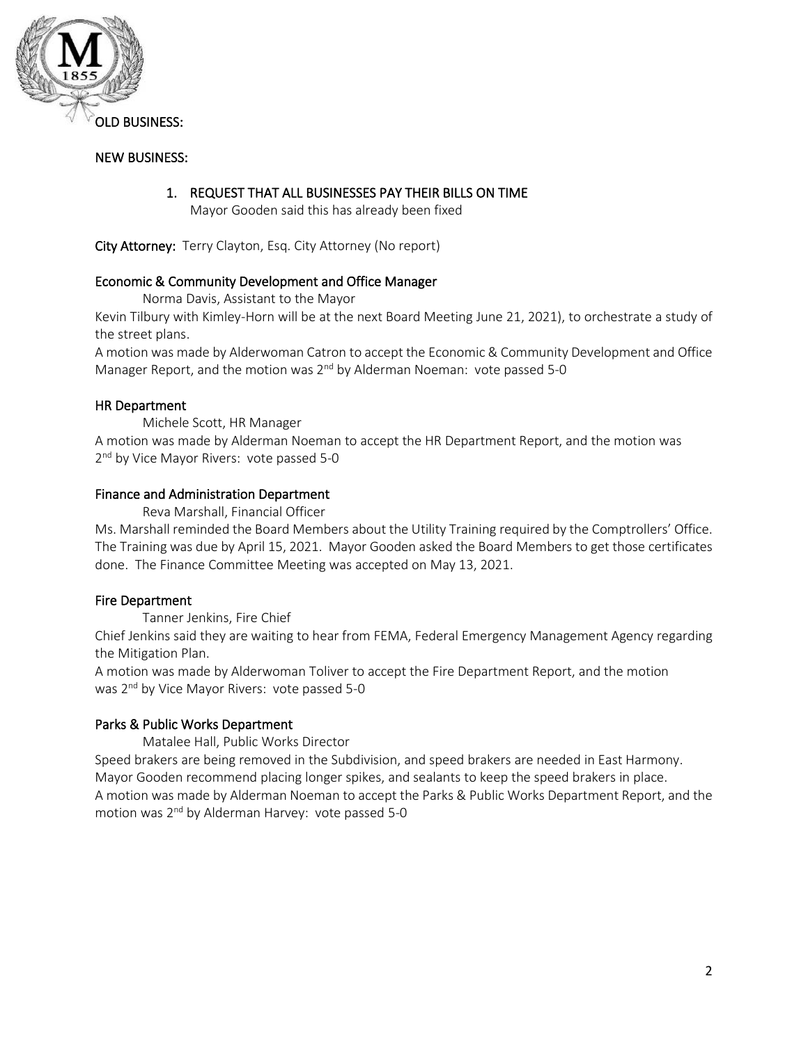## OLD BUSINESS:

## NEW BUSINESS:

1. **REQUEST THAT ALL BUSINESSES PAY THEIR BILLS ON TIME**
   Mayor Gooden said this has already been fixed

**City Attorney:** Terry Clayton, Esq. City Attorney (No report)

### Economic & Community Development and Office Manager

Norma Davis, Assistant to the Mayor

Kevin Tilbury with Kimley-Horn will be at the next Board Meeting June 21, 2021), to orchestrate a study of the street plans.

A motion was made by Alderwoman Catron to accept the Economic & Community Development and Office Manager Report, and the motion was 2nd by Alderman Noeman: vote passed 5-0

### HR Department

Michele Scott, HR Manager

A motion was made by Alderman Noeman to accept the HR Department Report, and the motion was 2nd by Vice Mayor Rivers: vote passed 5-0

### Finance and Administration Department

Reva Marshall, Financial Officer

Ms. Marshall reminded the Board Members about the Utility Training required by the Comptrollers' Office. The Training was due by April 15, 2021. Mayor Gooden asked the Board Members to get those certificates done. The Finance Committee Meeting was accepted on May 13, 2021.

### Fire Department

Tanner Jenkins, Fire Chief

Chief Jenkins said they are waiting to hear from FEMA, Federal Emergency Management Agency regarding the Mitigation Plan.

A motion was made by Alderwoman Toliver to accept the Fire Department Report, and the motion was 2nd by Vice Mayor Rivers: vote passed 5-0

### Parks & Public Works Department

Matalee Hall, Public Works Director

Speed brakers are being removed in the Subdivision, and speed brakers are needed in East Harmony. Mayor Gooden recommend placing longer spikes, and sealants to keep the speed brakers in place.

A motion was made by Alderman Noeman to accept the Parks & Public Works Department Report, and the motion was 2nd by Alderman Harvey: vote passed 5-0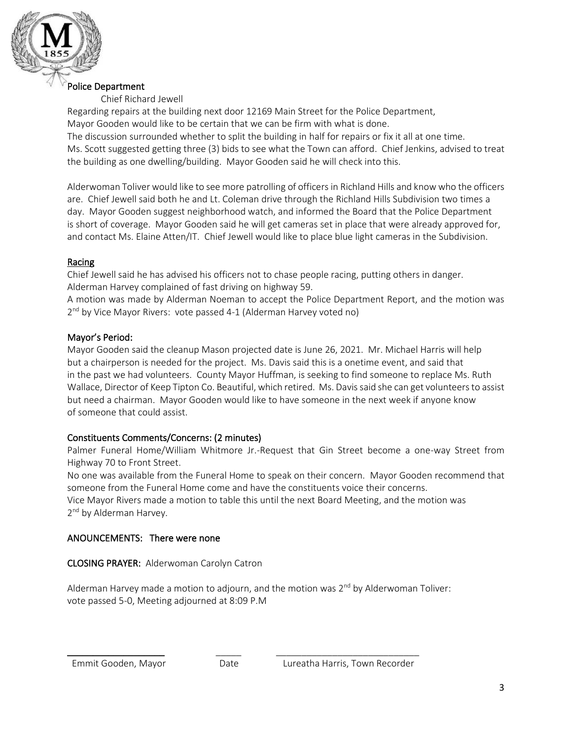## Police Department

Chief Richard Jewell

Regarding repairs at the building next door 12169 Main Street for the Police Department, Mayor Gooden would like to be certain that we can be firm with what is done. The discussion surrounded whether to split the building in half for repairs or fix it all at one time. Ms. Scott suggested getting three (3) bids to see what the Town can afford. Chief Jenkins, advised to treat the building as one dwelling/building. Mayor Gooden said he will check into this.

Alderwoman Toliver would like to see more patrolling of officers in Richland Hills and know who the officers are. Chief Jewell said both he and Lt. Coleman drive through the Richland Hills Subdivision two times a day. Mayor Gooden suggest neighborhood watch, and informed the Board that the Police Department is short of coverage. Mayor Gooden said he will get cameras set in place that were already approved for, and contact Ms. Elaine Atten/IT. Chief Jewell would like to place blue light cameras in the Subdivision.

## Racing

Chief Jewell said he has advised his officers not to chase people racing, putting others in danger. Alderman Harvey complained of fast driving on highway 59.

A motion was made by Alderman Noeman to accept the Police Department Report, and the motion was 2nd by Vice Mayor Rivers: vote passed 4-1 (Alderman Harvey voted no)

## Mayor's Period:

Mayor Gooden said the cleanup Mason projected date is June 26, 2021. Mr. Michael Harris will help but a chairperson is needed for the project. Ms. Davis said this is a onetime event, and said that in the past we had volunteers. County Mayor Huffman, is seeking to find someone to replace Ms. Ruth Wallace, Director of Keep Tipton Co. Beautiful, which retired. Ms. Davis said she can get volunteers to assist but need a chairman. Mayor Gooden would like to have someone in the next week if anyone know of someone that could assist.

## Constituents Comments/Concerns: (2 minutes)

Palmer Funeral Home/William Whitmore Jr.-Request that Gin Street become a one-way Street from Highway 70 to Front Street.

No one was available from the Funeral Home to speak on their concern. Mayor Gooden recommend that someone from the Funeral Home come and have the constituents voice their concerns.

Vice Mayor Rivers made a motion to table this until the next Board Meeting, and the motion was 2nd by Alderman Harvey.

## ANOUNCEMENTS: There were none

**CLOSING PRAYER:** Alderwoman Carolyn Catron

Alderman Harvey made a motion to adjourn, and the motion was 2nd by Alderwoman Toliver: vote passed 5-0, Meeting adjourned at 8:09 P.M

\_\_\_\_\_\_\_\_\_\_\_\_\_\_\_\_\_\_\_\_ \_\_\_\_\_ \_\_\_\_\_\_\_\_\_\_\_\_\_\_\_\_\_\_\_\_\_\_\_\_\_\_\_\_

Emmit Gooden, Mayor Date Lureatha Harris, Town Recorder